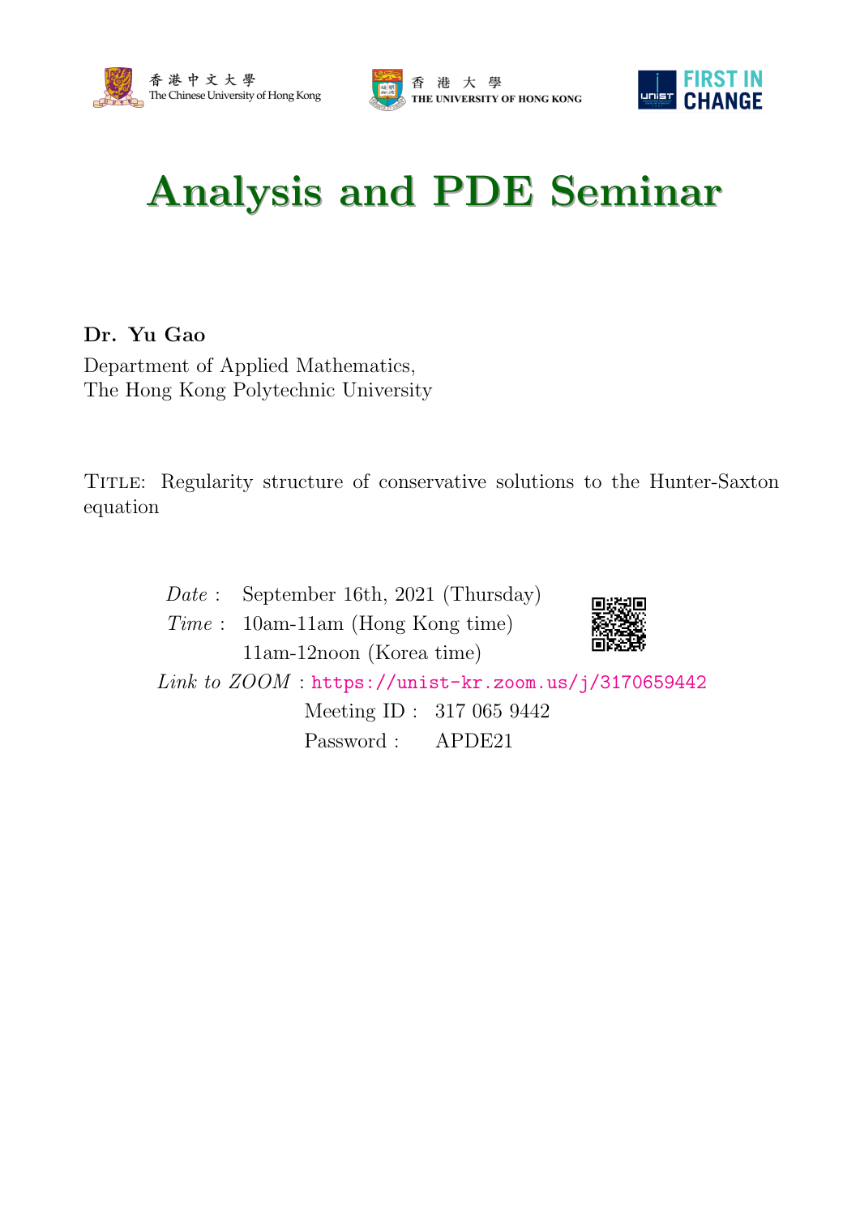香港中文大學 The Chinese University of Hong Kong

香 港 大 學 THE UNIVERSITY OF HONG KONG

UNIST FIRST IN CHANGE

# Analysis and PDE Seminar

**Dr. Yu Gao**

Department of Applied Mathematics,
The Hong Kong Polytechnic University

TITLE: Regularity structure of conservative solutions to the Hunter-Saxton equation

*Date* : September 16th, 2021 (Thursday)

*Time* : 10am-11am (Hong Kong time)
11am-12noon (Korea time)

*Link to ZOOM* : https://unist-kr.zoom.us/j/3170659442

Meeting ID : 317 065 9442

Password : APDE21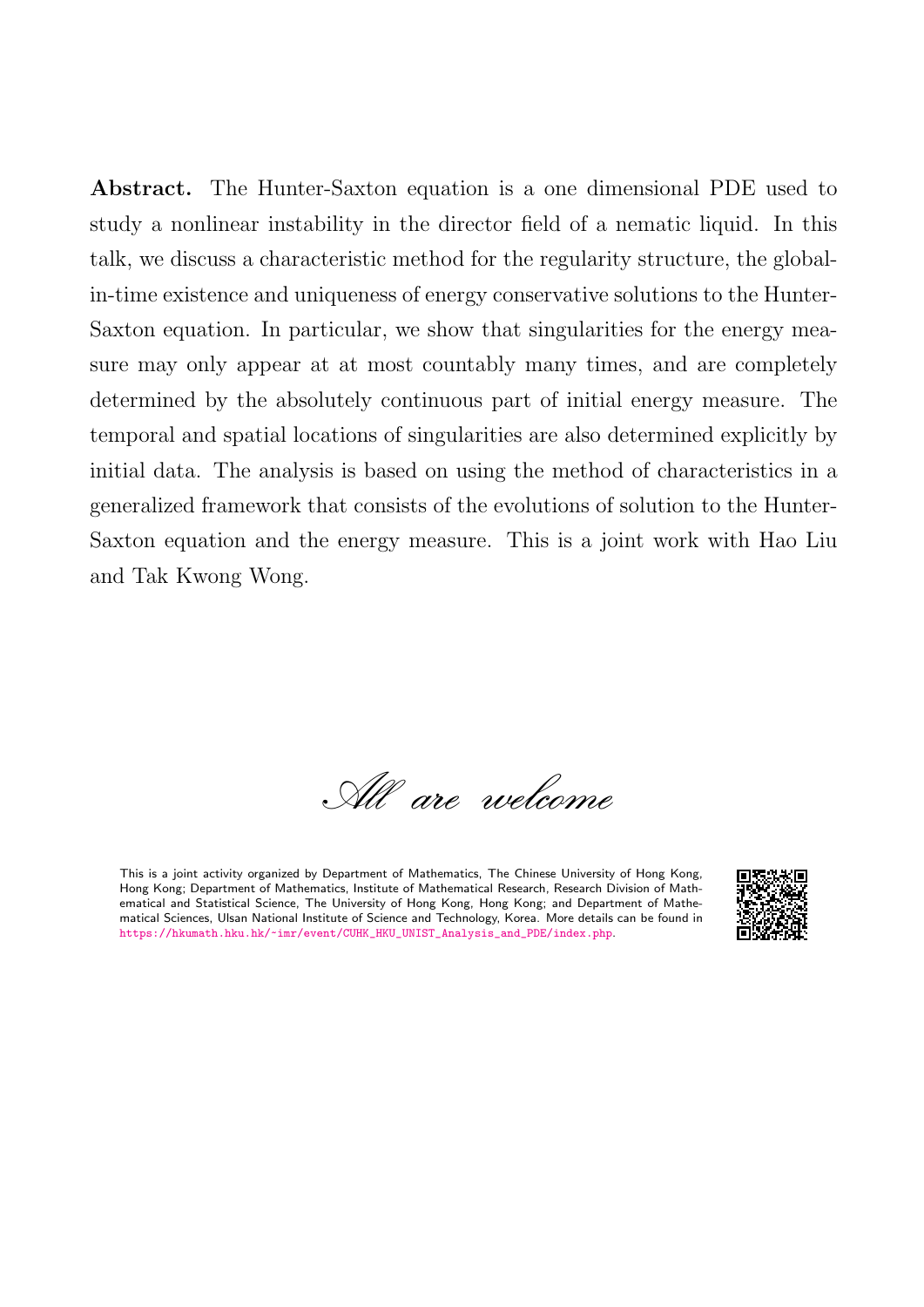**Abstract.** The Hunter-Saxton equation is a one dimensional PDE used to study a nonlinear instability in the director field of a nematic liquid. In this talk, we discuss a characteristic method for the regularity structure, the global-in-time existence and uniqueness of energy conservative solutions to the Hunter-Saxton equation. In particular, we show that singularities for the energy measure may only appear at at most countably many times, and are completely determined by the absolutely continuous part of initial energy measure. The temporal and spatial locations of singularities are also determined explicitly by initial data. The analysis is based on using the method of characteristics in a generalized framework that consists of the evolutions of solution to the Hunter-Saxton equation and the energy measure. This is a joint work with Hao Liu and Tak Kwong Wong.

*All are welcome*

This is a joint activity organized by Department of Mathematics, The Chinese University of Hong Kong, Hong Kong; Department of Mathematics, Institute of Mathematical Research, Research Division of Mathematical and Statistical Science, The University of Hong Kong, Hong Kong; and Department of Mathematical Sciences, Ulsan National Institute of Science and Technology, Korea. More details can be found in https://hkumath.hku.hk/~imr/event/CUHK_HKU_UNIST_Analysis_and_PDE/index.php.